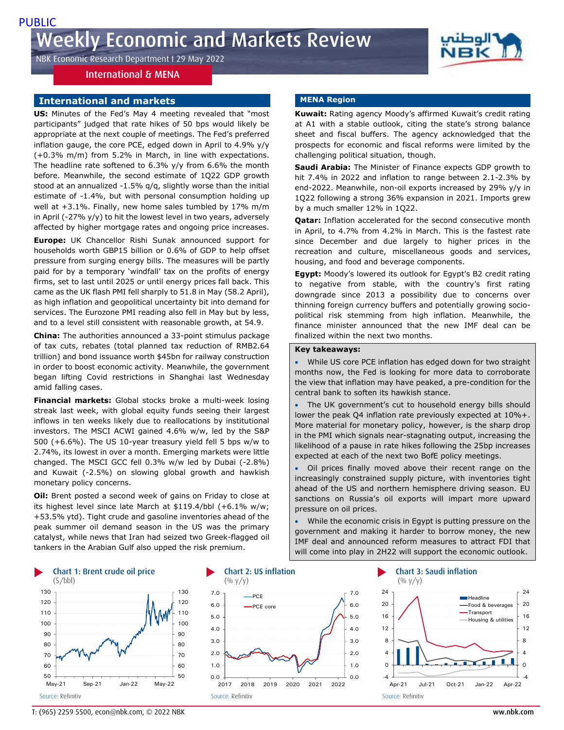PUBLIC

# Weekly Economic and Markets Review

NBK Economic Research Department I 29 May 2022

International & MENA

## International and markets

**US:** Minutes of the Fed's May 4 meeting revealed that "most participants" judged that rate hikes of 50 bps would likely be appropriate at the next couple of meetings. The Fed's preferred inflation gauge, the core PCE, edged down in April to 4.9% y/y (+0.3% m/m) from 5.2% in March, in line with expectations. The headline rate softened to 6.3% y/y from 6.6% the month before. Meanwhile, the second estimate of 1Q22 GDP growth stood at an annualized -1.5% q/q, slightly worse than the initial estimate of -1.4%, but with personal consumption holding up well at +3.1%. Finally, new home sales tumbled by 17% m/m in April (-27% y/y) to hit the lowest level in two years, adversely affected by higher mortgage rates and ongoing price increases.

**Europe:** UK Chancellor Rishi Sunak announced support for households worth GBP15 billion or 0.6% of GDP to help offset pressure from surging energy bills. The measures will be partly paid for by a temporary 'windfall' tax on the profits of energy firms, set to last until 2025 or until energy prices fall back. This came as the UK flash PMI fell sharply to 51.8 in May (58.2 April), as high inflation and geopolitical uncertainty bit into demand for services. The Eurozone PMI reading also fell in May but by less, and to a level still consistent with reasonable growth, at 54.9.

**China:** The authorities announced a 33-point stimulus package of tax cuts, rebates (total planned tax reduction of RMB2.64 trillion) and bond issuance worth $45bn for railway construction in order to boost economic activity. Meanwhile, the government began lifting Covid restrictions in Shanghai last Wednesday amid falling cases.

**Financial markets:** Global stocks broke a multi-week losing streak last week, with global equity funds seeing their largest inflows in ten weeks likely due to reallocations by institutional investors. The MSCI ACWI gained 4.6% w/w, led by the S&P 500 (+6.6%). The US 10-year treasury yield fell 5 bps w/w to 2.74%, its lowest in over a month. Emerging markets were little changed. The MSCI GCC fell 0.3% w/w led by Dubai (-2.8%) and Kuwait (-2.5%) on slowing global growth and hawkish monetary policy concerns.

**Oil:** Brent posted a second week of gains on Friday to close at its highest level since late March at $119.4/bbl (+6.1% w/w; +53.5% ytd). Tight crude and gasoline inventories ahead of the peak summer oil demand season in the US was the primary catalyst, while news that Iran had seized two Greek-flagged oil tankers in the Arabian Gulf also upped the risk premium.

## MENA Region

**Kuwait:** Rating agency Moody's affirmed Kuwait's credit rating at A1 with a stable outlook, citing the state's strong balance sheet and fiscal buffers. The agency acknowledged that the prospects for economic and fiscal reforms were limited by the challenging political situation, though.

**Saudi Arabia:** The Minister of Finance expects GDP growth to hit 7.4% in 2022 and inflation to range between 2.1-2.3% by end-2022. Meanwhile, non-oil exports increased by 29% y/y in 1Q22 following a strong 36% expansion in 2021. Imports grew by a much smaller 12% in 1Q22.

**Qatar:** Inflation accelerated for the second consecutive month in April, to 4.7% from 4.2% in March. This is the fastest rate since December and due largely to higher prices in the recreation and culture, miscellaneous goods and services, housing, and food and beverage components.

**Egypt:** Moody's lowered its outlook for Egypt's B2 credit rating to negative from stable, with the country's first rating downgrade since 2013 a possibility due to concerns over thinning foreign currency buffers and potentially growing socio-political risk stemming from high inflation. Meanwhile, the finance minister announced that the new IMF deal can be finalized within the next two months.

**Key takeaways:**

- While US core PCE inflation has edged down for two straight months now, the Fed is looking for more data to corroborate the view that inflation may have peaked, a pre-condition for the central bank to soften its hawkish stance.
- The UK government's cut to household energy bills should lower the peak Q4 inflation rate previously expected at 10%+. More material for monetary policy, however, is the sharp drop in the PMI which signals near-stagnating output, increasing the likelihood of a pause in rate hikes following the 25bp increases expected at each of the next two BofE policy meetings.
- Oil prices finally moved above their recent range on the increasingly constrained supply picture, with inventories tight ahead of the US and northern hemisphere driving season. EU sanctions on Russia's oil exports will impart more upward pressure on oil prices.
- While the economic crisis in Egypt is putting pressure on the government and making it harder to borrow money, the new IMF deal and announced reform measures to attract FDI that will come into play in 2H22 will support the economic outlook.

**Chart 1: Brent crude oil price**
($/bbl)

Source: Refinitiv

**Chart 2: US inflation**
(% y/y)

Source: Refinitiv

**Chart 3: Saudi inflation**
(% y/y)

Source: Refinitiv

T: (965) 2259 5500, econ@nbk.com, © 2022 NBK

www.nbk.com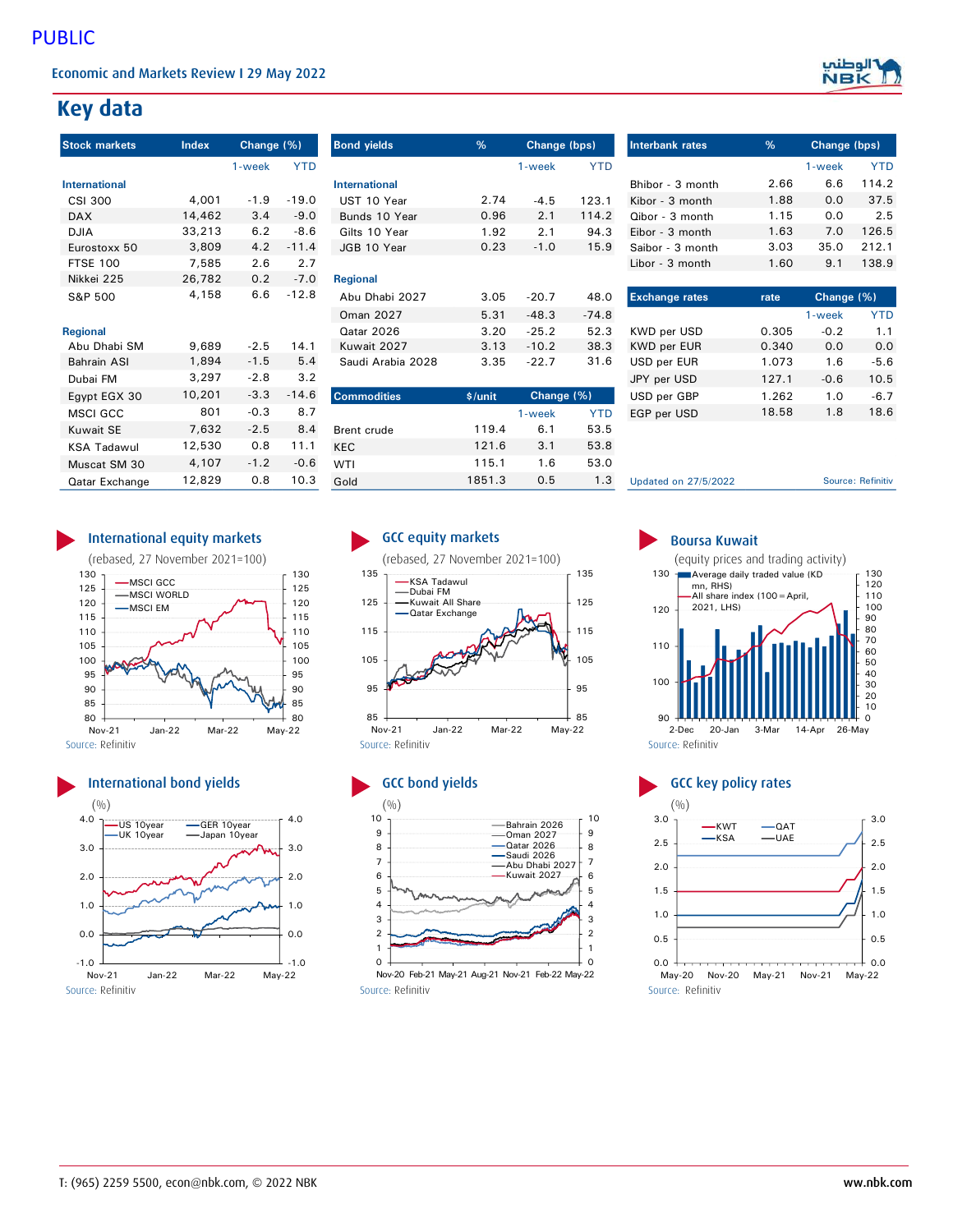PUBLIC

Economic and Markets Review I 29 May 2022

# Key data

| Stock markets | Index | Change (%) | |
|---|---|---|---|
| | | 1-week | YTD |
| **International** | | | |
| CSI 300 | 4,001 | -1.9 | -19.0 |
| DAX | 14,462 | 3.4 | -9.0 |
| DJIA | 33,213 | 6.2 | -8.6 |
| Eurostoxx 50 | 3,809 | 4.2 | -11.4 |
| FTSE 100 | 7,585 | 2.6 | 2.7 |
| Nikkei 225 | 26,782 | 0.2 | -7.0 |
| S&P 500 | 4,158 | 6.6 | -12.8 |
| **Regional** | | | |
| Abu Dhabi SM | 9,689 | -2.5 | 14.1 |
| Bahrain ASI | 1,894 | -1.5 | 5.4 |
| Dubai FM | 3,297 | -2.8 | 3.2 |
| Egypt EGX 30 | 10,201 | -3.3 | -14.6 |
| MSCI GCC | 801 | -0.3 | 8.7 |
| Kuwait SE | 7,632 | -2.5 | 8.4 |
| KSA Tadawul | 12,530 | 0.8 | 11.1 |
| Muscat SM 30 | 4,107 | -1.2 | -0.6 |
| Qatar Exchange | 12,829 | 0.8 | 10.3 |

| Bond yields | % | Change (bps) | |
|---|---|---|---|
| | | 1-week | YTD |
| **International** | | | |
| UST 10 Year | 2.74 | -4.5 | 123.1 |
| Bunds 10 Year | 0.96 | 2.1 | 114.2 |
| Gilts 10 Year | 1.92 | 2.1 | 94.3 |
| JGB 10 Year | 0.23 | -1.0 | 15.9 |
| **Regional** | | | |
| Abu Dhabi 2027 | 3.05 | -20.7 | 48.0 |
| Oman 2027 | 5.31 | -48.3 | -74.8 |
| Qatar 2026 | 3.20 | -25.2 | 52.3 |
| Kuwait 2027 | 3.13 | -10.2 | 38.3 |
| Saudi Arabia 2028 | 3.35 | -22.7 | 31.6 |

| Commodities | $/unit | Change (%) | |
|---|---|---|---|
| | | 1-week | YTD |
| Brent crude | 119.4 | 6.1 | 53.5 |
| KEC | 121.6 | 3.1 | 53.8 |
| WTI | 115.1 | 1.6 | 53.0 |
| Gold | 1851.3 | 0.5 | 1.3 |

| Interbank rates | % | Change (bps) | |
|---|---|---|---|
| | | 1-week | YTD |
| Bhibor - 3 month | 2.66 | 6.6 | 114.2 |
| Kibor - 3 month | 1.88 | 0.0 | 37.5 |
| Qibor - 3 month | 1.15 | 0.0 | 2.5 |
| Eibor - 3 month | 1.63 | 7.0 | 126.5 |
| Saibor - 3 month | 3.03 | 35.0 | 212.1 |
| Libor - 3 month | 1.60 | 9.1 | 138.9 |

| Exchange rates | rate | Change (%) | |
|---|---|---|---|
| | | 1-week | YTD |
| KWD per USD | 0.305 | -0.2 | 1.1 |
| KWD per EUR | 0.340 | 0.0 | 0.0 |
| USD per EUR | 1.073 | 1.6 | -5.6 |
| JPY per USD | 127.1 | -0.6 | 10.5 |
| USD per GBP | 1.262 | 1.0 | -6.7 |
| EGP per USD | 18.58 | 1.8 | 18.6 |

Updated on 27/5/2022

Source: Refinitiv

**International equity markets**

(rebased, 27 November 2021=100)

MSCI GCC
MSCI WORLD
MSCI EM

Source: Refinitiv

**GCC equity markets**

(rebased, 27 November 2021=100)

KSA Tadawul
Dubai FM
Kuwait All Share
Qatar Exchange

Source: Refinitiv

**Boursa Kuwait**

(equity prices and trading activity)

Average daily traded value (KD mn, RHS)
All share index (100=April, 2021, LHS)

Source: Refinitiv

**International bond yields**

(%)

US 10year
UK 10year
GER 10year
Japan 10year

Source: Refinitiv

**GCC bond yields**

(%)

Bahrain 2026
Oman 2027
Qatar 2026
Saudi 2026
Abu Dhabi 2027
Kuwait 2027

Source: Refinitiv

**GCC key policy rates**

(%)

KWT
KSA
QAT
UAE

Source: Refinitiv

T: (965) 2259 5500, econ@nbk.com, © 2022 NBK

ww.nbk.com